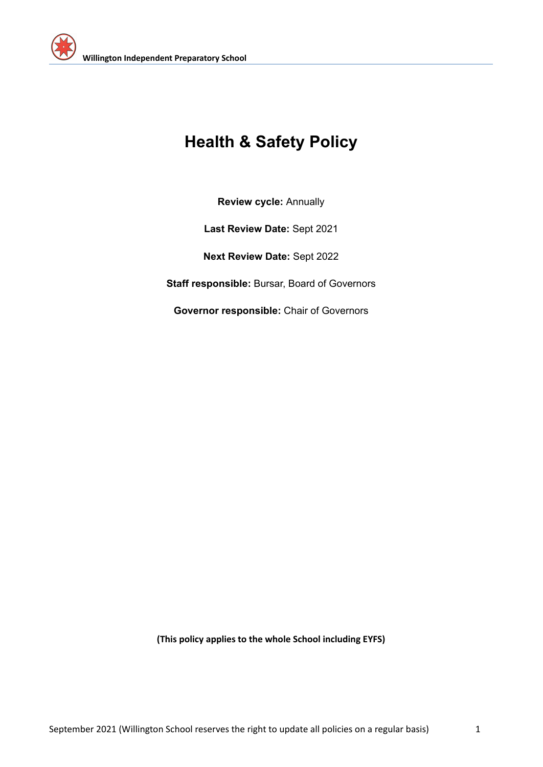# Health & Safety Policy

**Review cycle:** Annually

**Last Review Date:** Sept 2021

**Next Review Date:** Sept 2022

**Staff responsible:** Bursar, Board of Governors

**Governor responsible:** Chair of Governors

**(This policy applies to the whole School including EYFS)**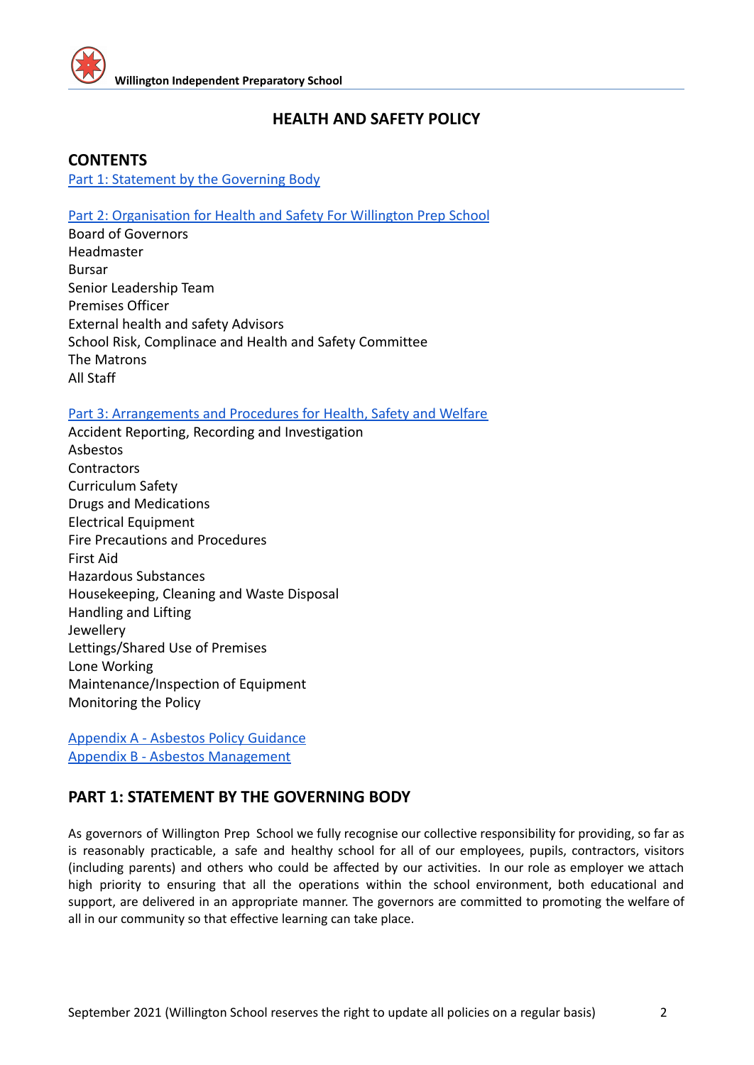## HEALTH AND SAFETY POLICY

## CONTENTS

[Part 1: Statement by the Governing Body](#)

[Part 2: Organisation for Health and Safety For Willington Prep School](#)

Board of Governors
Headmaster
Bursar
Senior Leadership Team
Premises Officer
External health and safety Advisors
School Risk, Complinace and Health and Safety Committee
The Matrons
All Staff

[Part 3: Arrangements and Procedures for Health, Safety and Welfare](#)

Accident Reporting, Recording and Investigation
Asbestos
Contractors
Curriculum Safety
Drugs and Medications
Electrical Equipment
Fire Precautions and Procedures
First Aid
Hazardous Substances
Housekeeping, Cleaning and Waste Disposal
Handling and Lifting
Jewellery
Lettings/Shared Use of Premises
Lone Working
Maintenance/Inspection of Equipment
Monitoring the Policy

[Appendix A - Asbestos Policy Guidance](#)
[Appendix B - Asbestos Management](#)

## PART 1: STATEMENT BY THE GOVERNING BODY

As governors of Willington Prep School we fully recognise our collective responsibility for providing, so far as is reasonably practicable, a safe and healthy school for all of our employees, pupils, contractors, visitors (including parents) and others who could be affected by our activities. In our role as employer we attach high priority to ensuring that all the operations within the school environment, both educational and support, are delivered in an appropriate manner. The governors are committed to promoting the welfare of all in our community so that effective learning can take place.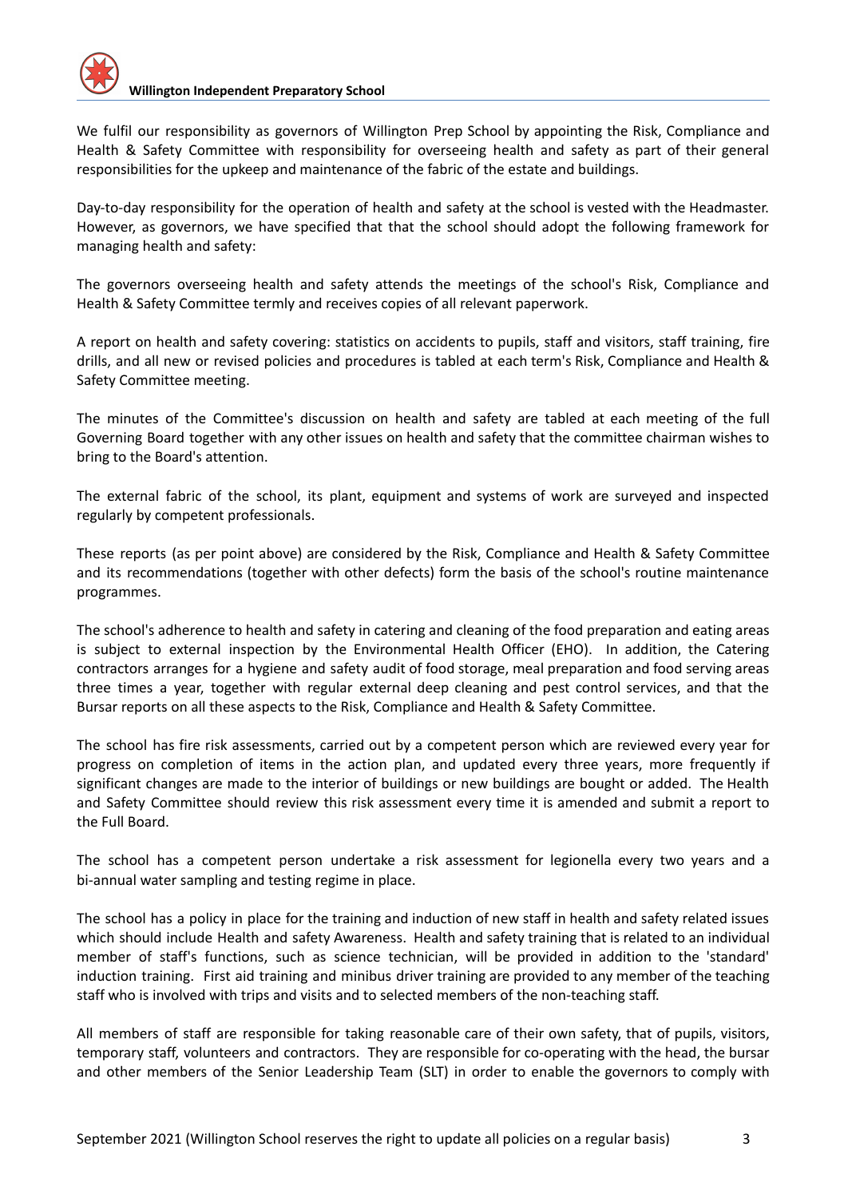We fulfil our responsibility as governors of Willington Prep School by appointing the Risk, Compliance and Health & Safety Committee with responsibility for overseeing health and safety as part of their general responsibilities for the upkeep and maintenance of the fabric of the estate and buildings.

Day-to-day responsibility for the operation of health and safety at the school is vested with the Headmaster. However, as governors, we have specified that that the school should adopt the following framework for managing health and safety:

The governors overseeing health and safety attends the meetings of the school's Risk, Compliance and Health & Safety Committee termly and receives copies of all relevant paperwork.

A report on health and safety covering: statistics on accidents to pupils, staff and visitors, staff training, fire drills, and all new or revised policies and procedures is tabled at each term's Risk, Compliance and Health & Safety Committee meeting.

The minutes of the Committee's discussion on health and safety are tabled at each meeting of the full Governing Board together with any other issues on health and safety that the committee chairman wishes to bring to the Board's attention.

The external fabric of the school, its plant, equipment and systems of work are surveyed and inspected regularly by competent professionals.

These reports (as per point above) are considered by the Risk, Compliance and Health & Safety Committee and its recommendations (together with other defects) form the basis of the school's routine maintenance programmes.

The school's adherence to health and safety in catering and cleaning of the food preparation and eating areas is subject to external inspection by the Environmental Health Officer (EHO). In addition, the Catering contractors arranges for a hygiene and safety audit of food storage, meal preparation and food serving areas three times a year, together with regular external deep cleaning and pest control services, and that the Bursar reports on all these aspects to the Risk, Compliance and Health & Safety Committee.

The school has fire risk assessments, carried out by a competent person which are reviewed every year for progress on completion of items in the action plan, and updated every three years, more frequently if significant changes are made to the interior of buildings or new buildings are bought or added. The Health and Safety Committee should review this risk assessment every time it is amended and submit a report to the Full Board.

The school has a competent person undertake a risk assessment for legionella every two years and a bi-annual water sampling and testing regime in place.

The school has a policy in place for the training and induction of new staff in health and safety related issues which should include Health and safety Awareness. Health and safety training that is related to an individual member of staff's functions, such as science technician, will be provided in addition to the 'standard' induction training. First aid training and minibus driver training are provided to any member of the teaching staff who is involved with trips and visits and to selected members of the non-teaching staff.

All members of staff are responsible for taking reasonable care of their own safety, that of pupils, visitors, temporary staff, volunteers and contractors. They are responsible for co-operating with the head, the bursar and other members of the Senior Leadership Team (SLT) in order to enable the governors to comply with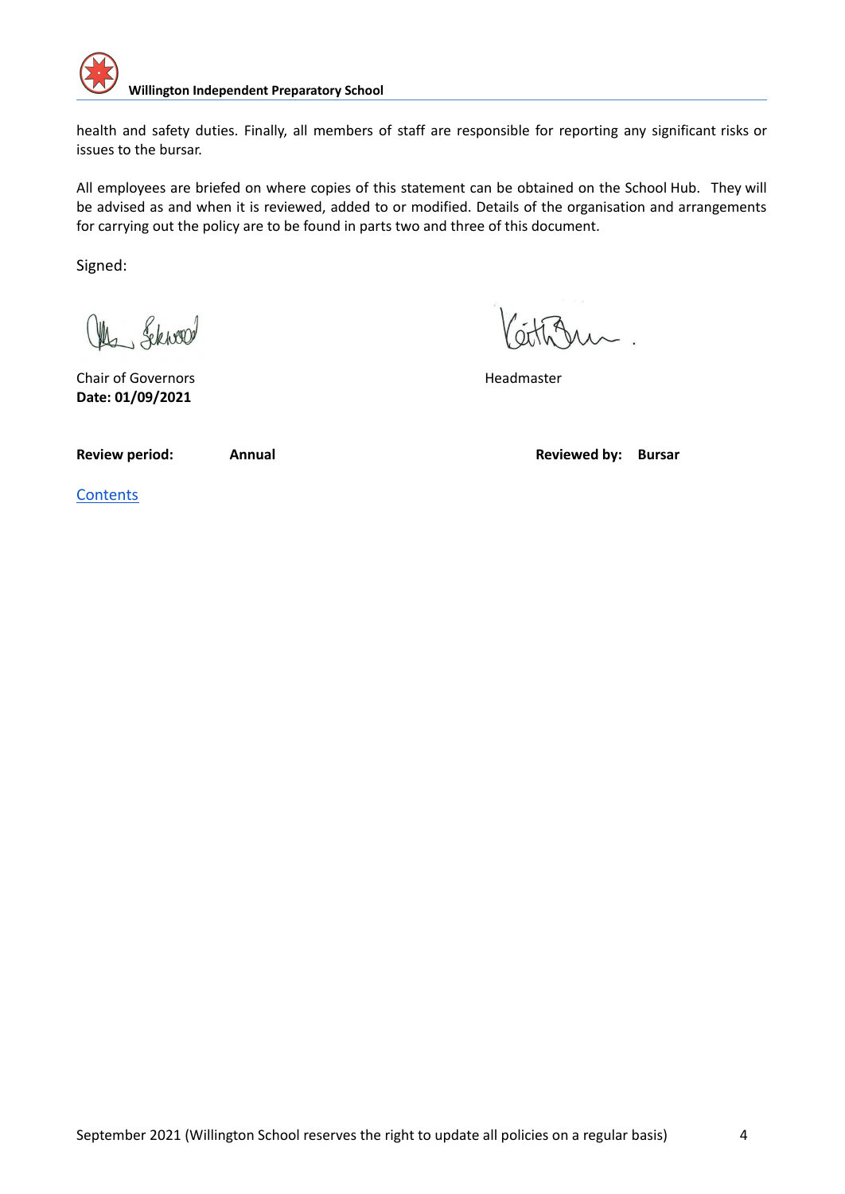health and safety duties. Finally, all members of staff are responsible for reporting any significant risks or issues to the bursar.

All employees are briefed on where copies of this statement can be obtained on the School Hub. They will be advised as and when it is reviewed, added to or modified. Details of the organisation and arrangements for carrying out the policy are to be found in parts two and three of this document.

Signed:

Chair of Governors

**Date: 01/09/2021**

Headmaster

**Review period:** **Annual**

**Reviewed by:** **Bursar**

Contents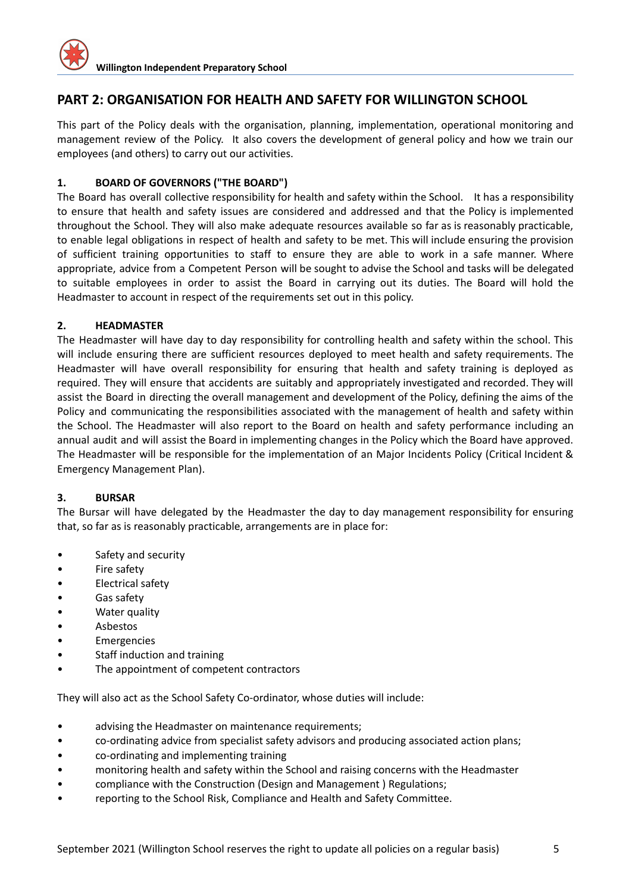## PART 2: ORGANISATION FOR HEALTH AND SAFETY FOR WILLINGTON SCHOOL

This part of the Policy deals with the organisation, planning, implementation, operational monitoring and management review of the Policy. It also covers the development of general policy and how we train our employees (and others) to carry out our activities.

### 1. BOARD OF GOVERNORS ("THE BOARD")

The Board has overall collective responsibility for health and safety within the School. It has a responsibility to ensure that health and safety issues are considered and addressed and that the Policy is implemented throughout the School. They will also make adequate resources available so far as is reasonably practicable, to enable legal obligations in respect of health and safety to be met. This will include ensuring the provision of sufficient training opportunities to staff to ensure they are able to work in a safe manner. Where appropriate, advice from a Competent Person will be sought to advise the School and tasks will be delegated to suitable employees in order to assist the Board in carrying out its duties. The Board will hold the Headmaster to account in respect of the requirements set out in this policy.

### 2. HEADMASTER

The Headmaster will have day to day responsibility for controlling health and safety within the school. This will include ensuring there are sufficient resources deployed to meet health and safety requirements. The Headmaster will have overall responsibility for ensuring that health and safety training is deployed as required. They will ensure that accidents are suitably and appropriately investigated and recorded. They will assist the Board in directing the overall management and development of the Policy, defining the aims of the Policy and communicating the responsibilities associated with the management of health and safety within the School. The Headmaster will also report to the Board on health and safety performance including an annual audit and will assist the Board in implementing changes in the Policy which the Board have approved. The Headmaster will be responsible for the implementation of an Major Incidents Policy (Critical Incident & Emergency Management Plan).

### 3. BURSAR

The Bursar will have delegated by the Headmaster the day to day management responsibility for ensuring that, so far as is reasonably practicable, arrangements are in place for:

- Safety and security
- Fire safety
- Electrical safety
- Gas safety
- Water quality
- Asbestos
- Emergencies
- Staff induction and training
- The appointment of competent contractors

They will also act as the School Safety Co-ordinator, whose duties will include:

- advising the Headmaster on maintenance requirements;
- co-ordinating advice from specialist safety advisors and producing associated action plans;
- co-ordinating and implementing training
- monitoring health and safety within the School and raising concerns with the Headmaster
- compliance with the Construction (Design and Management ) Regulations;
- reporting to the School Risk, Compliance and Health and Safety Committee.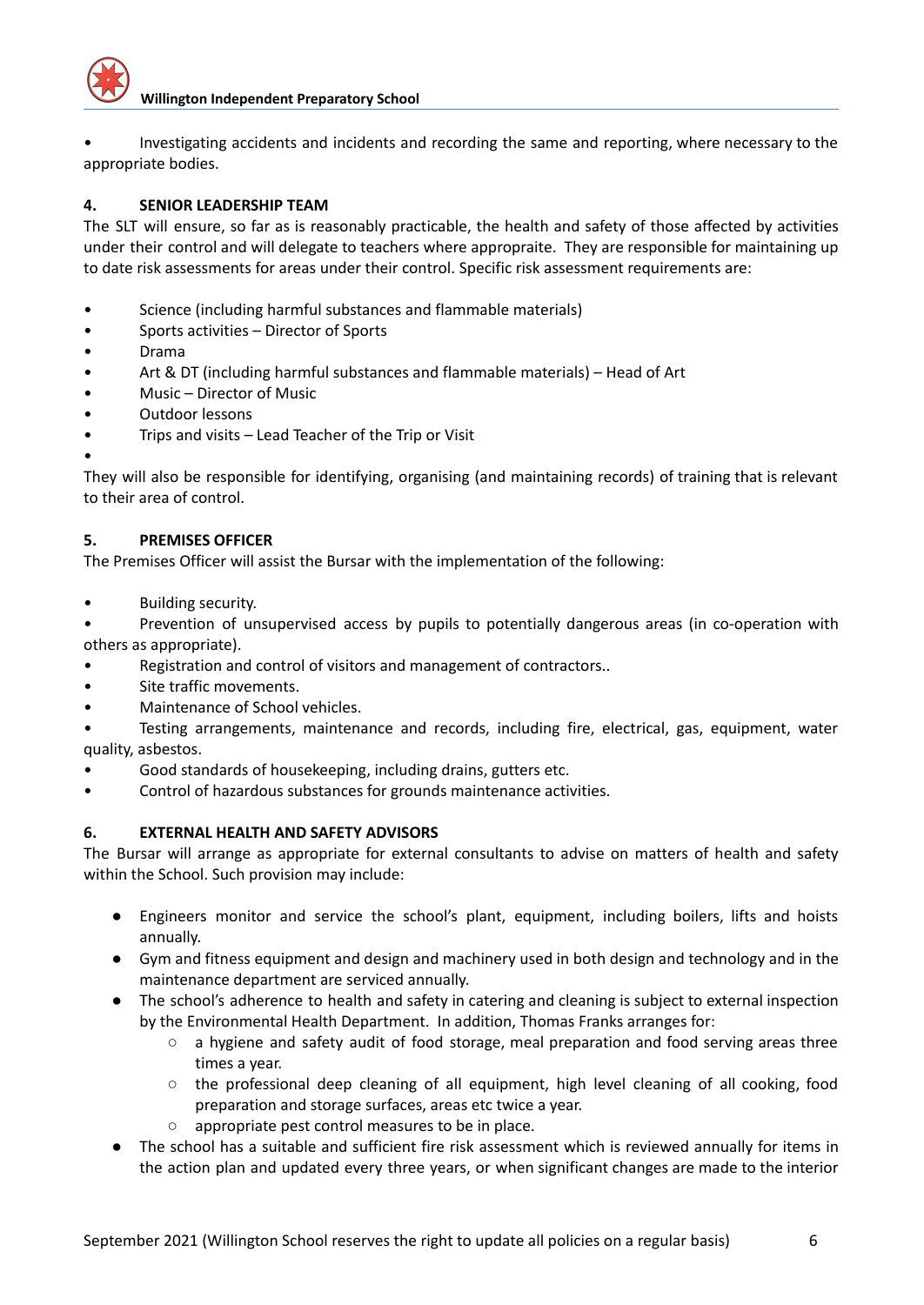- Investigating accidents and incidents and recording the same and reporting, where necessary to the appropriate bodies.

## 4. SENIOR LEADERSHIP TEAM

The SLT will ensure, so far as is reasonably practicable, the health and safety of those affected by activities under their control and will delegate to teachers where appropraite. They are responsible for maintaining up to date risk assessments for areas under their control. Specific risk assessment requirements are:

- Science (including harmful substances and flammable materials)
- Sports activities – Director of Sports
- Drama
- Art & DT (including harmful substances and flammable materials) – Head of Art
- Music – Director of Music
- Outdoor lessons
- Trips and visits – Lead Teacher of the Trip or Visit
- 

They will also be responsible for identifying, organising (and maintaining records) of training that is relevant to their area of control.

## 5. PREMISES OFFICER

The Premises Officer will assist the Bursar with the implementation of the following:

- Building security.
- Prevention of unsupervised access by pupils to potentially dangerous areas (in co-operation with others as appropriate).
- Registration and control of visitors and management of contractors..
- Site traffic movements.
- Maintenance of School vehicles.
- Testing arrangements, maintenance and records, including fire, electrical, gas, equipment, water quality, asbestos.
- Good standards of housekeeping, including drains, gutters etc.
- Control of hazardous substances for grounds maintenance activities.

## 6. EXTERNAL HEALTH AND SAFETY ADVISORS

The Bursar will arrange as appropriate for external consultants to advise on matters of health and safety within the School. Such provision may include:

- Engineers monitor and service the school's plant, equipment, including boilers, lifts and hoists annually.
- Gym and fitness equipment and design and machinery used in both design and technology and in the maintenance department are serviced annually.
- The school's adherence to health and safety in catering and cleaning is subject to external inspection by the Environmental Health Department. In addition, Thomas Franks arranges for:
    - a hygiene and safety audit of food storage, meal preparation and food serving areas three times a year.
    - the professional deep cleaning of all equipment, high level cleaning of all cooking, food preparation and storage surfaces, areas etc twice a year.
    - appropriate pest control measures to be in place.
- The school has a suitable and sufficient fire risk assessment which is reviewed annually for items in the action plan and updated every three years, or when significant changes are made to the interior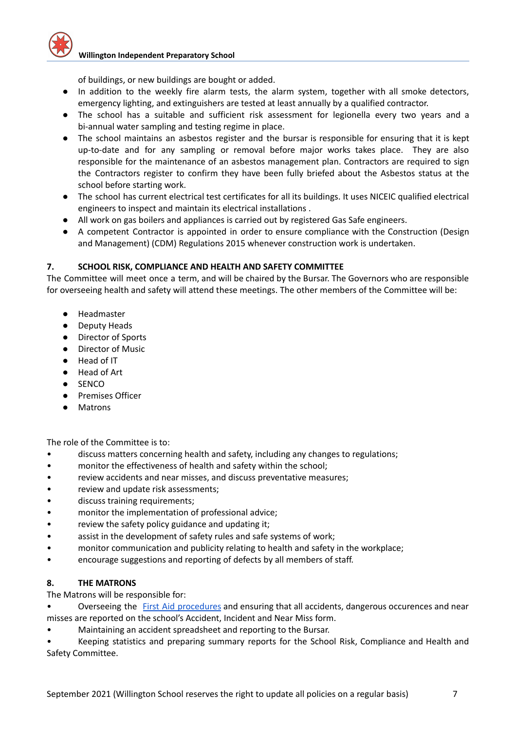of buildings, or new buildings are bought or added.

- In addition to the weekly fire alarm tests, the alarm system, together with all smoke detectors, emergency lighting, and extinguishers are tested at least annually by a qualified contractor.
- The school has a suitable and sufficient risk assessment for legionella every two years and a bi-annual water sampling and testing regime in place.
- The school maintains an asbestos register and the bursar is responsible for ensuring that it is kept up-to-date and for any sampling or removal before major works takes place. They are also responsible for the maintenance of an asbestos management plan. Contractors are required to sign the Contractors register to confirm they have been fully briefed about the Asbestos status at the school before starting work.
- The school has current electrical test certificates for all its buildings. It uses NICEIC qualified electrical engineers to inspect and maintain its electrical installations .
- All work on gas boilers and appliances is carried out by registered Gas Safe engineers.
- A competent Contractor is appointed in order to ensure compliance with the Construction (Design and Management) (CDM) Regulations 2015 whenever construction work is undertaken.

## 7. SCHOOL RISK, COMPLIANCE AND HEALTH AND SAFETY COMMITTEE

The Committee will meet once a term, and will be chaired by the Bursar. The Governors who are responsible for overseeing health and safety will attend these meetings. The other members of the Committee will be:

- Headmaster
- Deputy Heads
- Director of Sports
- Director of Music
- Head of IT
- Head of Art
- SENCO
- Premises Officer
- Matrons

The role of the Committee is to:

- discuss matters concerning health and safety, including any changes to regulations;
- monitor the effectiveness of health and safety within the school;
- review accidents and near misses, and discuss preventative measures;
- review and update risk assessments;
- discuss training requirements;
- monitor the implementation of professional advice;
- review the safety policy guidance and updating it;
- assist in the development of safety rules and safe systems of work;
- monitor communication and publicity relating to health and safety in the workplace;
- encourage suggestions and reporting of defects by all members of staff.

## 8. THE MATRONS

The Matrons will be responsible for:

- Overseeing the First Aid procedures and ensuring that all accidents, dangerous occurences and near misses are reported on the school's Accident, Incident and Near Miss form.
- Maintaining an accident spreadsheet and reporting to the Bursar.
- Keeping statistics and preparing summary reports for the School Risk, Compliance and Health and Safety Committee.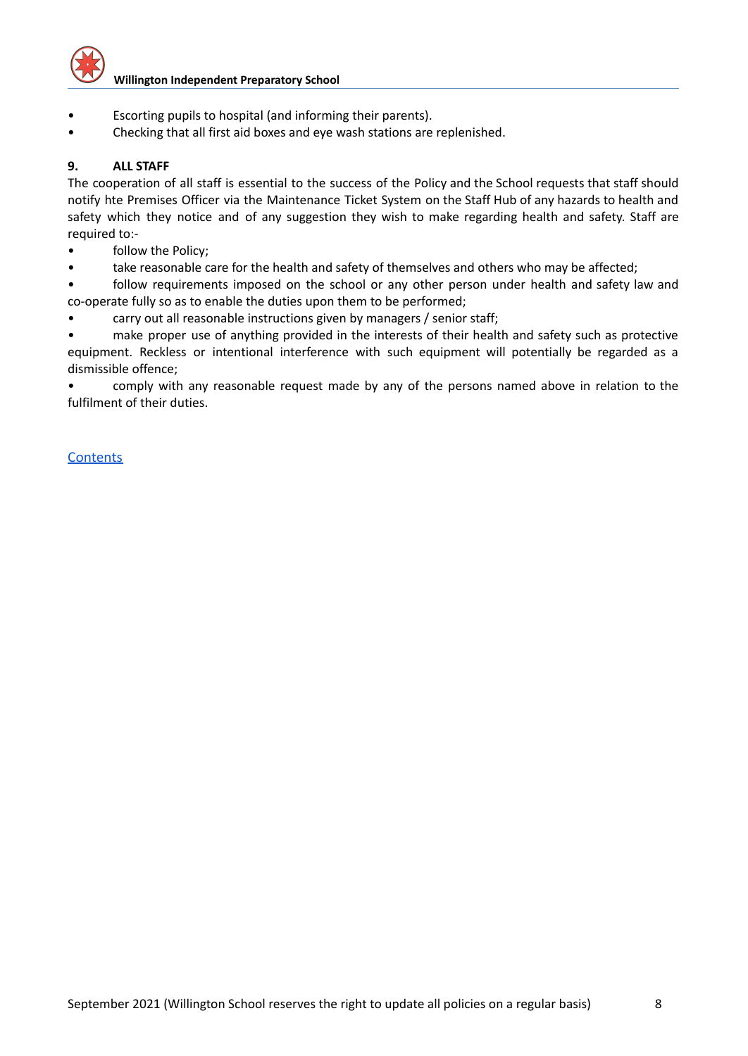- Escorting pupils to hospital (and informing their parents).
- Checking that all first aid boxes and eye wash stations are replenished.

**9. ALL STAFF**

The cooperation of all staff is essential to the success of the Policy and the School requests that staff should notify hte Premises Officer via the Maintenance Ticket System on the Staff Hub of any hazards to health and safety which they notice and of any suggestion they wish to make regarding health and safety. Staff are required to:-

- follow the Policy;
- take reasonable care for the health and safety of themselves and others who may be affected;
- follow requirements imposed on the school or any other person under health and safety law and co-operate fully so as to enable the duties upon them to be performed;
- carry out all reasonable instructions given by managers / senior staff;
- make proper use of anything provided in the interests of their health and safety such as protective equipment. Reckless or intentional interference with such equipment will potentially be regarded as a dismissible offence;
- comply with any reasonable request made by any of the persons named above in relation to the fulfilment of their duties.

Contents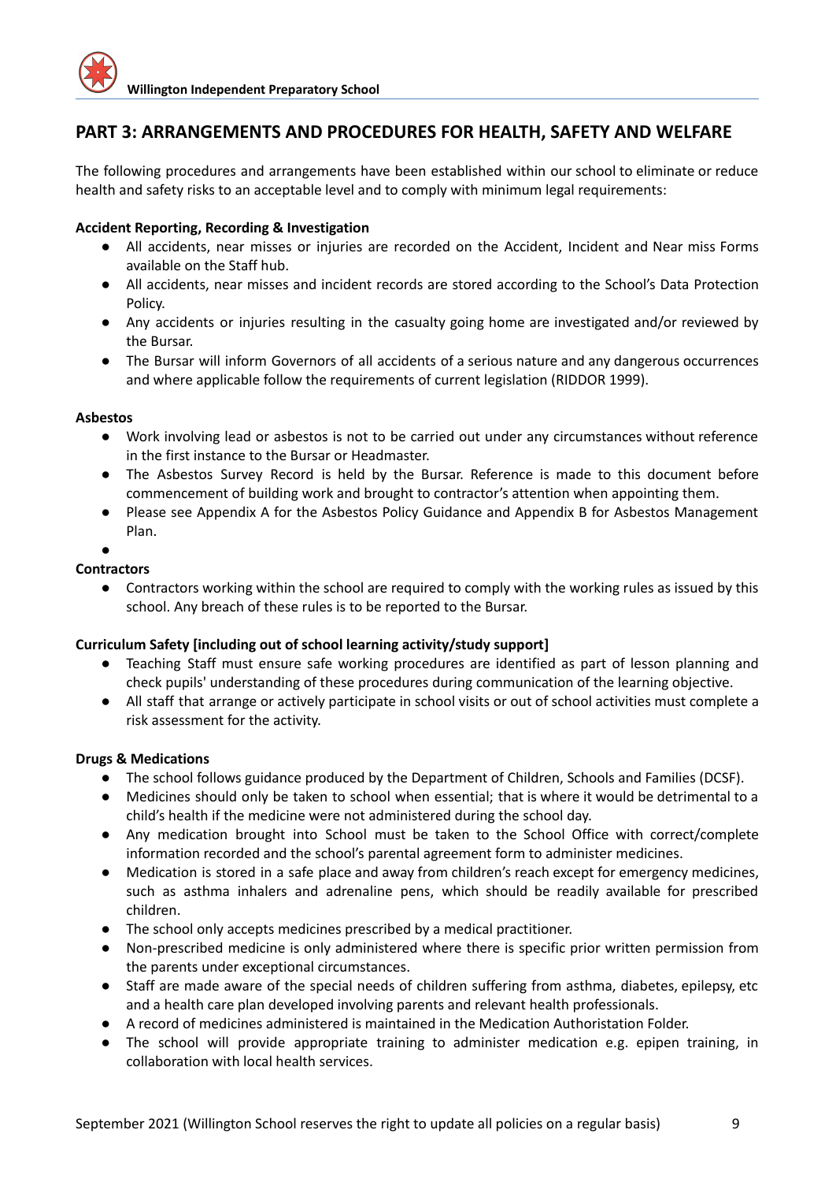## PART 3: ARRANGEMENTS AND PROCEDURES FOR HEALTH, SAFETY AND WELFARE

The following procedures and arrangements have been established within our school to eliminate or reduce health and safety risks to an acceptable level and to comply with minimum legal requirements:

**Accident Reporting, Recording & Investigation**

- All accidents, near misses or injuries are recorded on the Accident, Incident and Near miss Forms available on the Staff hub.
- All accidents, near misses and incident records are stored according to the School's Data Protection Policy.
- Any accidents or injuries resulting in the casualty going home are investigated and/or reviewed by the Bursar.
- The Bursar will inform Governors of all accidents of a serious nature and any dangerous occurrences and where applicable follow the requirements of current legislation (RIDDOR 1999).

**Asbestos**

- Work involving lead or asbestos is not to be carried out under any circumstances without reference in the first instance to the Bursar or Headmaster.
- The Asbestos Survey Record is held by the Bursar. Reference is made to this document before commencement of building work and brought to contractor's attention when appointing them.
- Please see Appendix A for the Asbestos Policy Guidance and Appendix B for Asbestos Management Plan.

**Contractors**

- Contractors working within the school are required to comply with the working rules as issued by this school. Any breach of these rules is to be reported to the Bursar.

**Curriculum Safety [including out of school learning activity/study support]**

- Teaching Staff must ensure safe working procedures are identified as part of lesson planning and check pupils' understanding of these procedures during communication of the learning objective.
- All staff that arrange or actively participate in school visits or out of school activities must complete a risk assessment for the activity.

**Drugs & Medications**

- The school follows guidance produced by the Department of Children, Schools and Families (DCSF).
- Medicines should only be taken to school when essential; that is where it would be detrimental to a child's health if the medicine were not administered during the school day.
- Any medication brought into School must be taken to the School Office with correct/complete information recorded and the school's parental agreement form to administer medicines.
- Medication is stored in a safe place and away from children's reach except for emergency medicines, such as asthma inhalers and adrenaline pens, which should be readily available for prescribed children.
- The school only accepts medicines prescribed by a medical practitioner.
- Non-prescribed medicine is only administered where there is specific prior written permission from the parents under exceptional circumstances.
- Staff are made aware of the special needs of children suffering from asthma, diabetes, epilepsy, etc and a health care plan developed involving parents and relevant health professionals.
- A record of medicines administered is maintained in the Medication Authoristation Folder.
- The school will provide appropriate training to administer medication e.g. epipen training, in collaboration with local health services.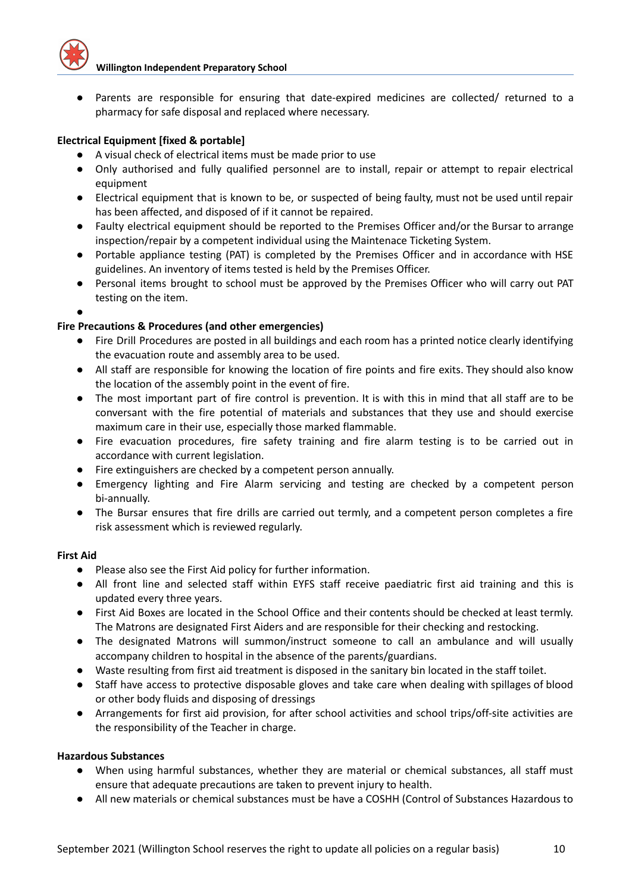- Parents are responsible for ensuring that date-expired medicines are collected/ returned to a pharmacy for safe disposal and replaced where necessary.

**Electrical Equipment [fixed & portable]**

- A visual check of electrical items must be made prior to use
- Only authorised and fully qualified personnel are to install, repair or attempt to repair electrical equipment
- Electrical equipment that is known to be, or suspected of being faulty, must not be used until repair has been affected, and disposed of if it cannot be repaired.
- Faulty electrical equipment should be reported to the Premises Officer and/or the Bursar to arrange inspection/repair by a competent individual using the Maintenace Ticketing System.
- Portable appliance testing (PAT) is completed by the Premises Officer and in accordance with HSE guidelines. An inventory of items tested is held by the Premises Officer.
- Personal items brought to school must be approved by the Premises Officer who will carry out PAT testing on the item.

**Fire Precautions & Procedures (and other emergencies)**

- Fire Drill Procedures are posted in all buildings and each room has a printed notice clearly identifying the evacuation route and assembly area to be used.
- All staff are responsible for knowing the location of fire points and fire exits. They should also know the location of the assembly point in the event of fire.
- The most important part of fire control is prevention. It is with this in mind that all staff are to be conversant with the fire potential of materials and substances that they use and should exercise maximum care in their use, especially those marked flammable.
- Fire evacuation procedures, fire safety training and fire alarm testing is to be carried out in accordance with current legislation.
- Fire extinguishers are checked by a competent person annually.
- Emergency lighting and Fire Alarm servicing and testing are checked by a competent person bi-annually.
- The Bursar ensures that fire drills are carried out termly, and a competent person completes a fire risk assessment which is reviewed regularly.

**First Aid**

- Please also see the First Aid policy for further information.
- All front line and selected staff within EYFS staff receive paediatric first aid training and this is updated every three years.
- First Aid Boxes are located in the School Office and their contents should be checked at least termly. The Matrons are designated First Aiders and are responsible for their checking and restocking.
- The designated Matrons will summon/instruct someone to call an ambulance and will usually accompany children to hospital in the absence of the parents/guardians.
- Waste resulting from first aid treatment is disposed in the sanitary bin located in the staff toilet.
- Staff have access to protective disposable gloves and take care when dealing with spillages of blood or other body fluids and disposing of dressings
- Arrangements for first aid provision, for after school activities and school trips/off-site activities are the responsibility of the Teacher in charge.

**Hazardous Substances**

- When using harmful substances, whether they are material or chemical substances, all staff must ensure that adequate precautions are taken to prevent injury to health.
- All new materials or chemical substances must be have a COSHH (Control of Substances Hazardous to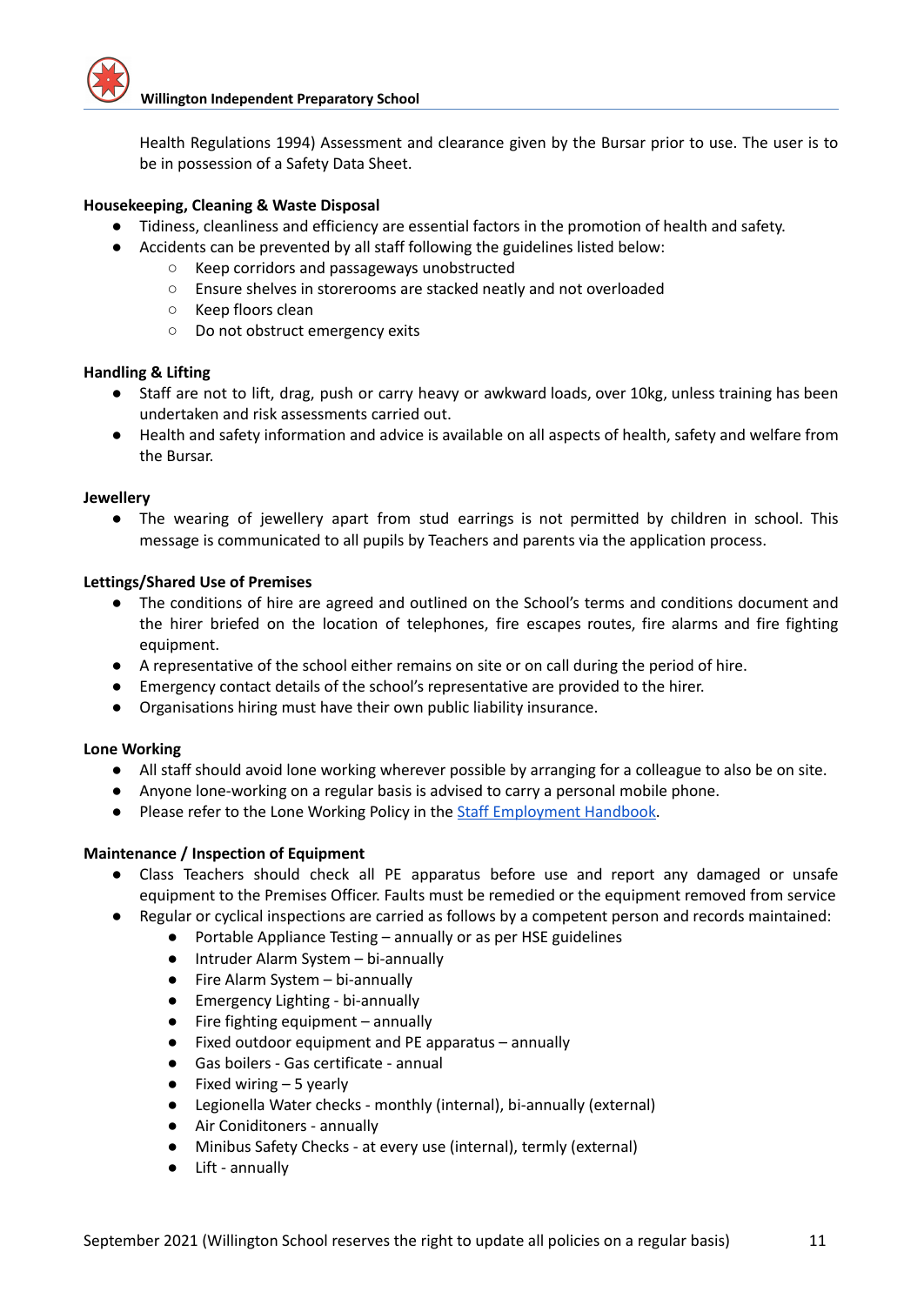Health Regulations 1994) Assessment and clearance given by the Bursar prior to use. The user is to be in possession of a Safety Data Sheet.

**Housekeeping, Cleaning & Waste Disposal**

- Tidiness, cleanliness and efficiency are essential factors in the promotion of health and safety.
- Accidents can be prevented by all staff following the guidelines listed below:
  - Keep corridors and passageways unobstructed
  - Ensure shelves in storerooms are stacked neatly and not overloaded
  - Keep floors clean
  - Do not obstruct emergency exits

**Handling & Lifting**

- Staff are not to lift, drag, push or carry heavy or awkward loads, over 10kg, unless training has been undertaken and risk assessments carried out.
- Health and safety information and advice is available on all aspects of health, safety and welfare from the Bursar.

**Jewellery**

- The wearing of jewellery apart from stud earrings is not permitted by children in school. This message is communicated to all pupils by Teachers and parents via the application process.

**Lettings/Shared Use of Premises**

- The conditions of hire are agreed and outlined on the School's terms and conditions document and the hirer briefed on the location of telephones, fire escapes routes, fire alarms and fire fighting equipment.
- A representative of the school either remains on site or on call during the period of hire.
- Emergency contact details of the school's representative are provided to the hirer.
- Organisations hiring must have their own public liability insurance.

**Lone Working**

- All staff should avoid lone working wherever possible by arranging for a colleague to also be on site.
- Anyone lone-working on a regular basis is advised to carry a personal mobile phone.
- Please refer to the Lone Working Policy in the Staff Employment Handbook.

**Maintenance / Inspection of Equipment**

- Class Teachers should check all PE apparatus before use and report any damaged or unsafe equipment to the Premises Officer. Faults must be remedied or the equipment removed from service
- Regular or cyclical inspections are carried as follows by a competent person and records maintained:
  - Portable Appliance Testing – annually or as per HSE guidelines
  - Intruder Alarm System – bi-annually
  - Fire Alarm System – bi-annually
  - Emergency Lighting - bi-annually
  - Fire fighting equipment – annually
  - Fixed outdoor equipment and PE apparatus – annually
  - Gas boilers - Gas certificate - annual
  - Fixed wiring – 5 yearly
  - Legionella Water checks - monthly (internal), bi-annually (external)
  - Air Coniditoners - annually
  - Minibus Safety Checks - at every use (internal), termly (external)
  - Lift - annually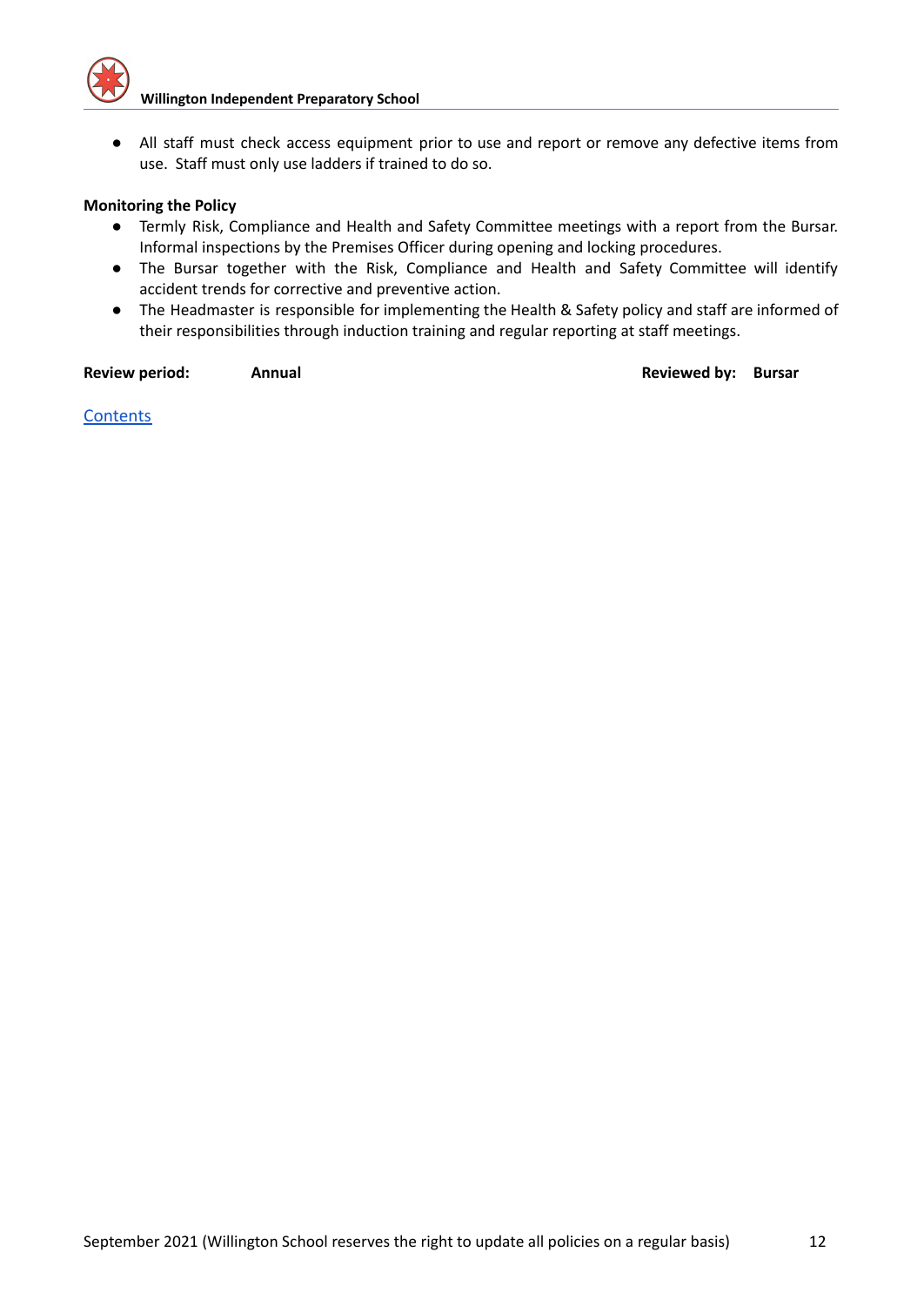- All staff must check access equipment prior to use and report or remove any defective items from use. Staff must only use ladders if trained to do so.

**Monitoring the Policy**

- Termly Risk, Compliance and Health and Safety Committee meetings with a report from the Bursar. Informal inspections by the Premises Officer during opening and locking procedures.
- The Bursar together with the Risk, Compliance and Health and Safety Committee will identify accident trends for corrective and preventive action.
- The Headmaster is responsible for implementing the Health & Safety policy and staff are informed of their responsibilities through induction training and regular reporting at staff meetings.

**Review period:** **Annual** **Reviewed by:** **Bursar**

Contents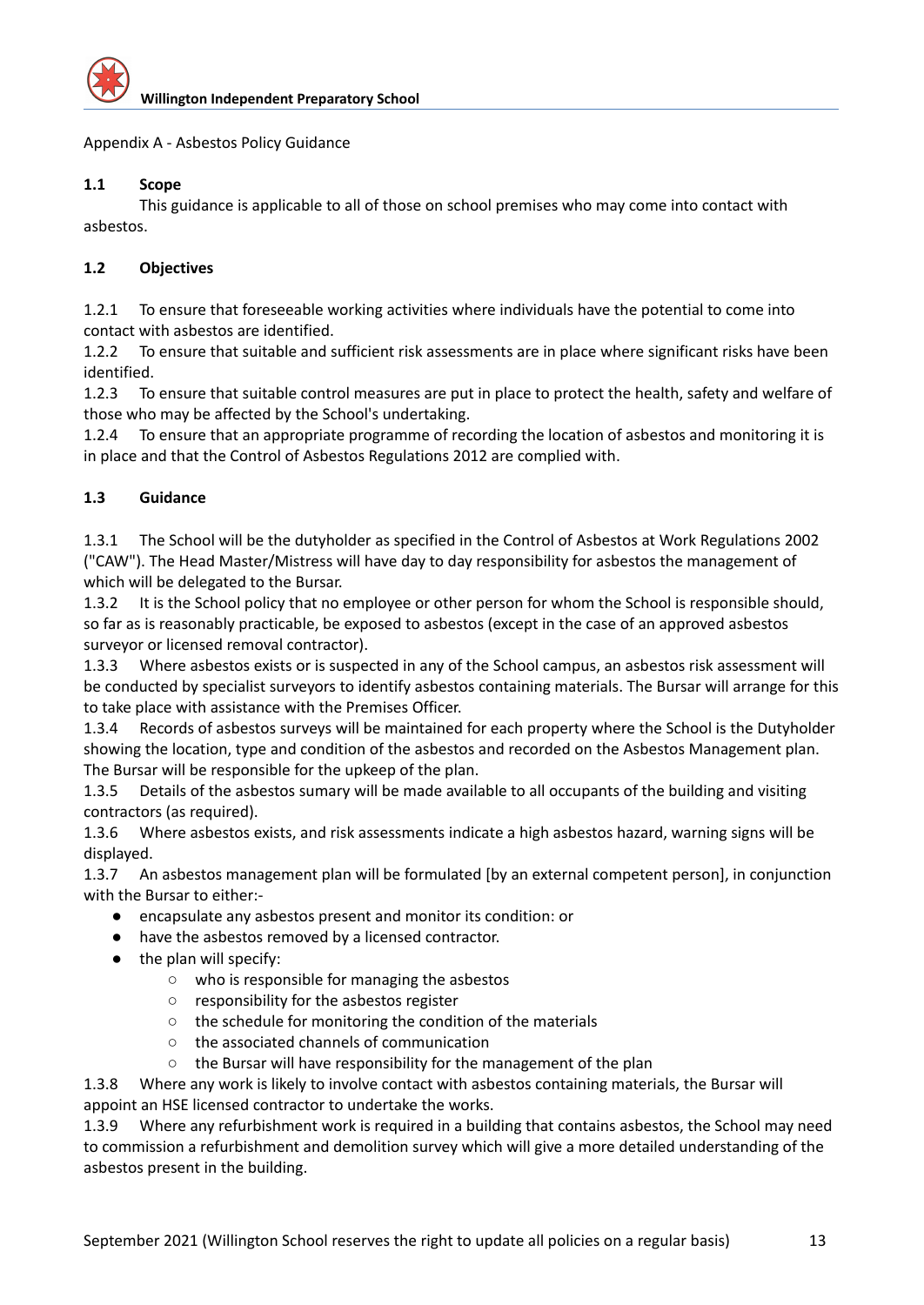Appendix A - Asbestos Policy Guidance

### 1.1 Scope

This guidance is applicable to all of those on school premises who may come into contact with asbestos.

### 1.2 Objectives

1.2.1 To ensure that foreseeable working activities where individuals have the potential to come into contact with asbestos are identified.
1.2.2 To ensure that suitable and sufficient risk assessments are in place where significant risks have been identified.
1.2.3 To ensure that suitable control measures are put in place to protect the health, safety and welfare of those who may be affected by the School's undertaking.
1.2.4 To ensure that an appropriate programme of recording the location of asbestos and monitoring it is in place and that the Control of Asbestos Regulations 2012 are complied with.

### 1.3 Guidance

1.3.1 The School will be the dutyholder as specified in the Control of Asbestos at Work Regulations 2002 ("CAW"). The Head Master/Mistress will have day to day responsibility for asbestos the management of which will be delegated to the Bursar.
1.3.2 It is the School policy that no employee or other person for whom the School is responsible should, so far as is reasonably practicable, be exposed to asbestos (except in the case of an approved asbestos surveyor or licensed removal contractor).
1.3.3 Where asbestos exists or is suspected in any of the School campus, an asbestos risk assessment will be conducted by specialist surveyors to identify asbestos containing materials. The Bursar will arrange for this to take place with assistance with the Premises Officer.
1.3.4 Records of asbestos surveys will be maintained for each property where the School is the Dutyholder showing the location, type and condition of the asbestos and recorded on the Asbestos Management plan. The Bursar will be responsible for the upkeep of the plan.
1.3.5 Details of the asbestos sumary will be made available to all occupants of the building and visiting contractors (as required).
1.3.6 Where asbestos exists, and risk assessments indicate a high asbestos hazard, warning signs will be displayed.
1.3.7 An asbestos management plan will be formulated [by an external competent person], in conjunction with the Bursar to either:-

- encapsulate any asbestos present and monitor its condition: or
- have the asbestos removed by a licensed contractor.
- the plan will specify:
    - who is responsible for managing the asbestos
    - responsibility for the asbestos register
    - the schedule for monitoring the condition of the materials
    - the associated channels of communication
    - the Bursar will have responsibility for the management of the plan

1.3.8 Where any work is likely to involve contact with asbestos containing materials, the Bursar will appoint an HSE licensed contractor to undertake the works.
1.3.9 Where any refurbishment work is required in a building that contains asbestos, the School may need to commission a refurbishment and demolition survey which will give a more detailed understanding of the asbestos present in the building.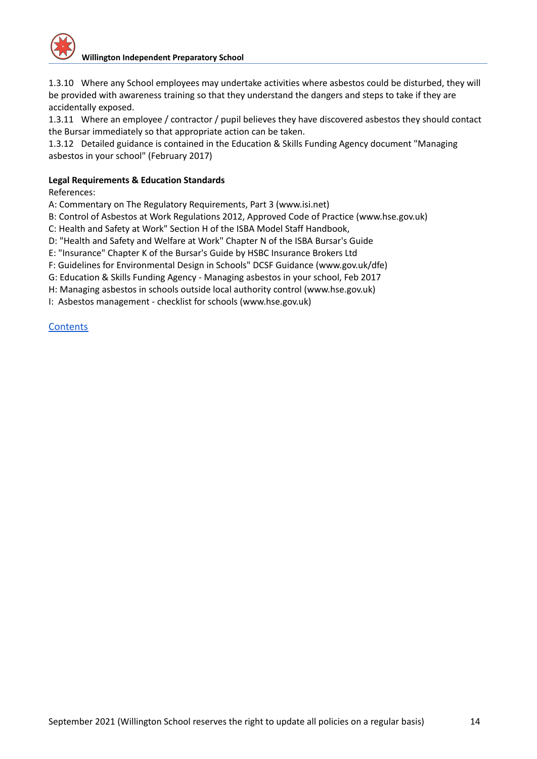1.3.10 Where any School employees may undertake activities where asbestos could be disturbed, they will be provided with awareness training so that they understand the dangers and steps to take if they are accidentally exposed.

1.3.11 Where an employee / contractor / pupil believes they have discovered asbestos they should contact the Bursar immediately so that appropriate action can be taken.

1.3.12 Detailed guidance is contained in the Education & Skills Funding Agency document "Managing asbestos in your school" (February 2017)

**Legal Requirements & Education Standards**

References:

A: Commentary on The Regulatory Requirements, Part 3 (www.isi.net)

B: Control of Asbestos at Work Regulations 2012, Approved Code of Practice (www.hse.gov.uk)

C: Health and Safety at Work" Section H of the ISBA Model Staff Handbook,

D: "Health and Safety and Welfare at Work" Chapter N of the ISBA Bursar's Guide

E: "Insurance" Chapter K of the Bursar's Guide by HSBC Insurance Brokers Ltd

F: Guidelines for Environmental Design in Schools" DCSF Guidance (www.gov.uk/dfe)

G: Education & Skills Funding Agency - Managing asbestos in your school, Feb 2017

H: Managing asbestos in schools outside local authority control (www.hse.gov.uk)

I: Asbestos management - checklist for schools (www.hse.gov.uk)

Contents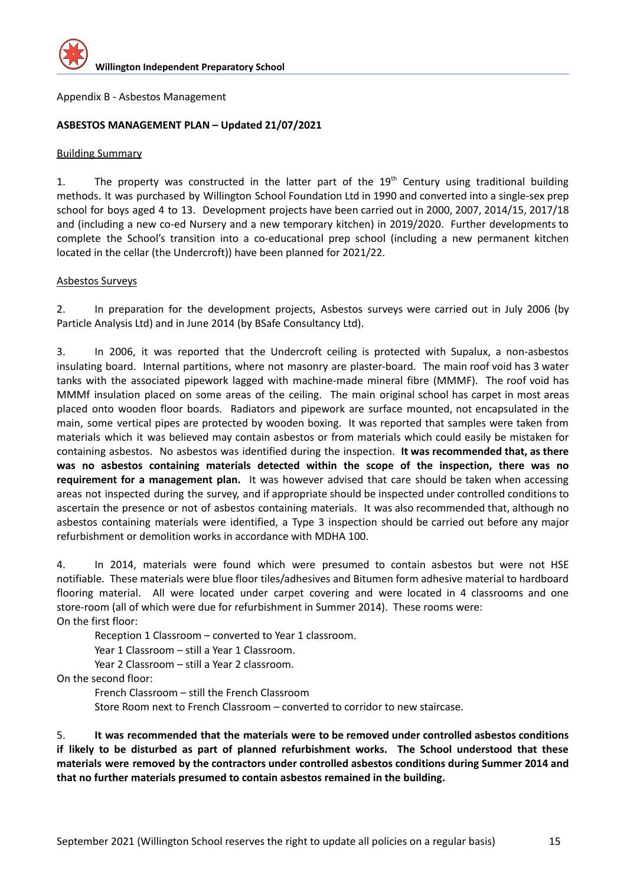Appendix B - Asbestos Management

**ASBESTOS MANAGEMENT PLAN – Updated 21/07/2021**

Building Summary

1. The property was constructed in the latter part of the 19th Century using traditional building methods. It was purchased by Willington School Foundation Ltd in 1990 and converted into a single-sex prep school for boys aged 4 to 13. Development projects have been carried out in 2000, 2007, 2014/15, 2017/18 and (including a new co-ed Nursery and a new temporary kitchen) in 2019/2020. Further developments to complete the School's transition into a co-educational prep school (including a new permanent kitchen located in the cellar (the Undercroft)) have been planned for 2021/22.

Asbestos Surveys

2. In preparation for the development projects, Asbestos surveys were carried out in July 2006 (by Particle Analysis Ltd) and in June 2014 (by BSafe Consultancy Ltd).

3. In 2006, it was reported that the Undercroft ceiling is protected with Supalux, a non-asbestos insulating board. Internal partitions, where not masonry are plaster-board. The main roof void has 3 water tanks with the associated pipework lagged with machine-made mineral fibre (MMMF). The roof void has MMMf insulation placed on some areas of the ceiling. The main original school has carpet in most areas placed onto wooden floor boards. Radiators and pipework are surface mounted, not encapsulated in the main, some vertical pipes are protected by wooden boxing. It was reported that samples were taken from materials which it was believed may contain asbestos or from materials which could easily be mistaken for containing asbestos. No asbestos was identified during the inspection. **It was recommended that, as there was no asbestos containing materials detected within the scope of the inspection, there was no requirement for a management plan.** It was however advised that care should be taken when accessing areas not inspected during the survey, and if appropriate should be inspected under controlled conditions to ascertain the presence or not of asbestos containing materials. It was also recommended that, although no asbestos containing materials were identified, a Type 3 inspection should be carried out before any major refurbishment or demolition works in accordance with MDHA 100.

4. In 2014, materials were found which were presumed to contain asbestos but were not HSE notifiable. These materials were blue floor tiles/adhesives and Bitumen form adhesive material to hardboard flooring material. All were located under carpet covering and were located in 4 classrooms and one store-room (all of which were due for refurbishment in Summer 2014). These rooms were:

On the first floor:

- Reception 1 Classroom – converted to Year 1 classroom.
- Year 1 Classroom – still a Year 1 Classroom.
- Year 2 Classroom – still a Year 2 classroom.

On the second floor:

- French Classroom – still the French Classroom
- Store Room next to French Classroom – converted to corridor to new staircase.

5. **It was recommended that the materials were to be removed under controlled asbestos conditions if likely to be disturbed as part of planned refurbishment works. The School understood that these materials were removed by the contractors under controlled asbestos conditions during Summer 2014 and that no further materials presumed to contain asbestos remained in the building.**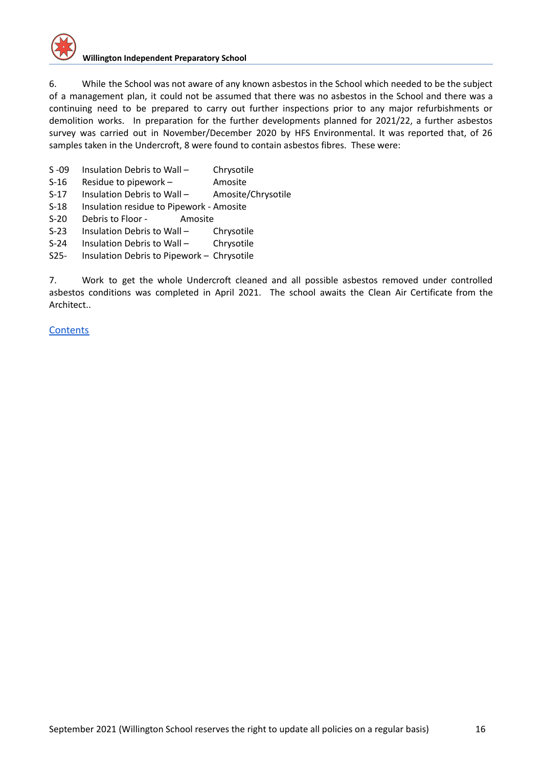6. While the School was not aware of any known asbestos in the School which needed to be the subject of a management plan, it could not be assumed that there was no asbestos in the School and there was a continuing need to be prepared to carry out further inspections prior to any major refurbishments or demolition works. In preparation for the further developments planned for 2021/22, a further asbestos survey was carried out in November/December 2020 by HFS Environmental. It was reported that, of 26 samples taken in the Undercroft, 8 were found to contain asbestos fibres. These were:

S -09 Insulation Debris to Wall – Chrysotile
S-16 Residue to pipework – Amosite
S-17 Insulation Debris to Wall – Amosite/Chrysotile
S-18 Insulation residue to Pipework - Amosite
S-20 Debris to Floor - Amosite
S-23 Insulation Debris to Wall – Chrysotile
S-24 Insulation Debris to Wall – Chrysotile
S25- Insulation Debris to Pipework – Chrysotile

7. Work to get the whole Undercroft cleaned and all possible asbestos removed under controlled asbestos conditions was completed in April 2021. The school awaits the Clean Air Certificate from the Architect..

Contents